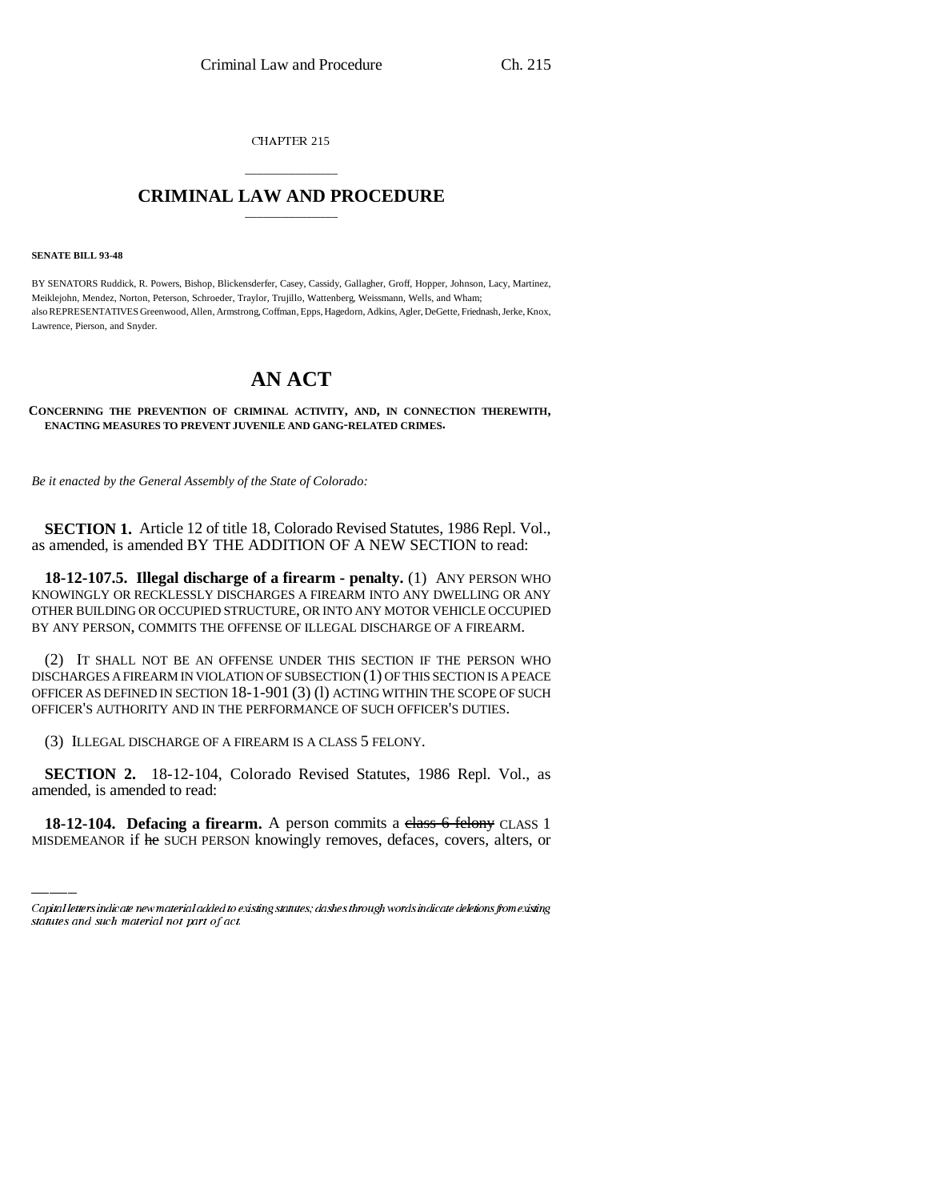CHAPTER 215

# CRIMINAL LAW AND PROCEDURE

**SENATE BILL 93-48**

BY SENATORS Ruddick, R. Powers, Bishop, Blickensderfer, Casey, Cassidy, Gallagher, Groff, Hopper, Johnson, Lacy, Martinez, Meiklejohn, Mendez, Norton, Peterson, Schroeder, Traylor, Trujillo, Wattenberg, Weissmann, Wells, and Wham;
also REPRESENTATIVES Greenwood, Allen, Armstrong, Coffman, Epps, Hagedorn, Adkins, Agler, DeGette, Friednash, Jerke, Knox, Lawrence, Pierson, and Snyder.

# AN ACT

**CONCERNING THE PREVENTION OF CRIMINAL ACTIVITY, AND, IN CONNECTION THEREWITH, ENACTING MEASURES TO PREVENT JUVENILE AND GANG-RELATED CRIMES.**

*Be it enacted by the General Assembly of the State of Colorado:*

**SECTION 1.** Article 12 of title 18, Colorado Revised Statutes, 1986 Repl. Vol., as amended, is amended BY THE ADDITION OF A NEW SECTION to read:

**18-12-107.5. Illegal discharge of a firearm - penalty.** (1) ANY PERSON WHO KNOWINGLY OR RECKLESSLY DISCHARGES A FIREARM INTO ANY DWELLING OR ANY OTHER BUILDING OR OCCUPIED STRUCTURE, OR INTO ANY MOTOR VEHICLE OCCUPIED BY ANY PERSON, COMMITS THE OFFENSE OF ILLEGAL DISCHARGE OF A FIREARM.

(2) IT SHALL NOT BE AN OFFENSE UNDER THIS SECTION IF THE PERSON WHO DISCHARGES A FIREARM IN VIOLATION OF SUBSECTION (1) OF THIS SECTION IS A PEACE OFFICER AS DEFINED IN SECTION 18-1-901 (3) (l) ACTING WITHIN THE SCOPE OF SUCH OFFICER'S AUTHORITY AND IN THE PERFORMANCE OF SUCH OFFICER'S DUTIES.

(3) ILLEGAL DISCHARGE OF A FIREARM IS A CLASS 5 FELONY.

**SECTION 2.** 18-12-104, Colorado Revised Statutes, 1986 Repl. Vol., as amended, is amended to read:

**18-12-104. Defacing a firearm.** A person commits a ~~class 6 felony~~ CLASS 1 MISDEMEANOR if ~~he~~ SUCH PERSON knowingly removes, defaces, covers, alters, or

*Capital letters indicate new material added to existing statutes; dashes through words indicate deletions from existing statutes and such material not part of act.*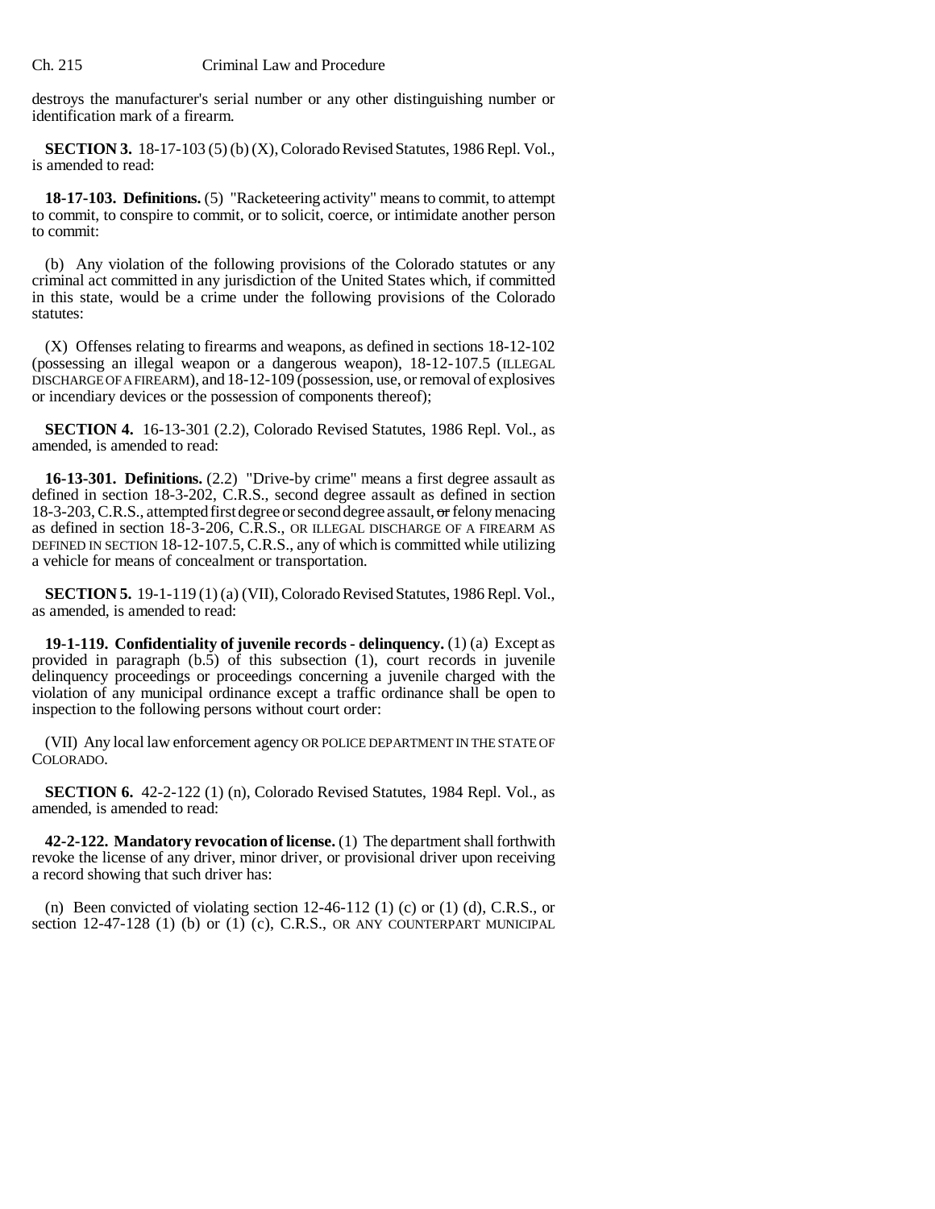destroys the manufacturer's serial number or any other distinguishing number or identification mark of a firearm.

**SECTION 3.** 18-17-103 (5) (b) (X), Colorado Revised Statutes, 1986 Repl. Vol., is amended to read:

**18-17-103. Definitions.** (5) "Racketeering activity" means to commit, to attempt to commit, to conspire to commit, or to solicit, coerce, or intimidate another person to commit:

(b) Any violation of the following provisions of the Colorado statutes or any criminal act committed in any jurisdiction of the United States which, if committed in this state, would be a crime under the following provisions of the Colorado statutes:

(X) Offenses relating to firearms and weapons, as defined in sections 18-12-102 (possessing an illegal weapon or a dangerous weapon), 18-12-107.5 (ILLEGAL DISCHARGE OF A FIREARM), and 18-12-109 (possession, use, or removal of explosives or incendiary devices or the possession of components thereof);

**SECTION 4.** 16-13-301 (2.2), Colorado Revised Statutes, 1986 Repl. Vol., as amended, is amended to read:

**16-13-301. Definitions.** (2.2) "Drive-by crime" means a first degree assault as defined in section 18-3-202, C.R.S., second degree assault as defined in section 18-3-203, C.R.S., attempted first degree or second degree assault, ~~or~~ felony menacing as defined in section 18-3-206, C.R.S., OR ILLEGAL DISCHARGE OF A FIREARM AS DEFINED IN SECTION 18-12-107.5, C.R.S., any of which is committed while utilizing a vehicle for means of concealment or transportation.

**SECTION 5.** 19-1-119 (1) (a) (VII), Colorado Revised Statutes, 1986 Repl. Vol., as amended, is amended to read:

**19-1-119. Confidentiality of juvenile records - delinquency.** (1) (a) Except as provided in paragraph (b.5) of this subsection (1), court records in juvenile delinquency proceedings or proceedings concerning a juvenile charged with the violation of any municipal ordinance except a traffic ordinance shall be open to inspection to the following persons without court order:

(VII) Any local law enforcement agency OR POLICE DEPARTMENT IN THE STATE OF COLORADO.

**SECTION 6.** 42-2-122 (1) (n), Colorado Revised Statutes, 1984 Repl. Vol., as amended, is amended to read:

**42-2-122. Mandatory revocation of license.** (1) The department shall forthwith revoke the license of any driver, minor driver, or provisional driver upon receiving a record showing that such driver has:

(n) Been convicted of violating section 12-46-112 (1) (c) or (1) (d), C.R.S., or section 12-47-128 (1) (b) or (1) (c), C.R.S., OR ANY COUNTERPART MUNICIPAL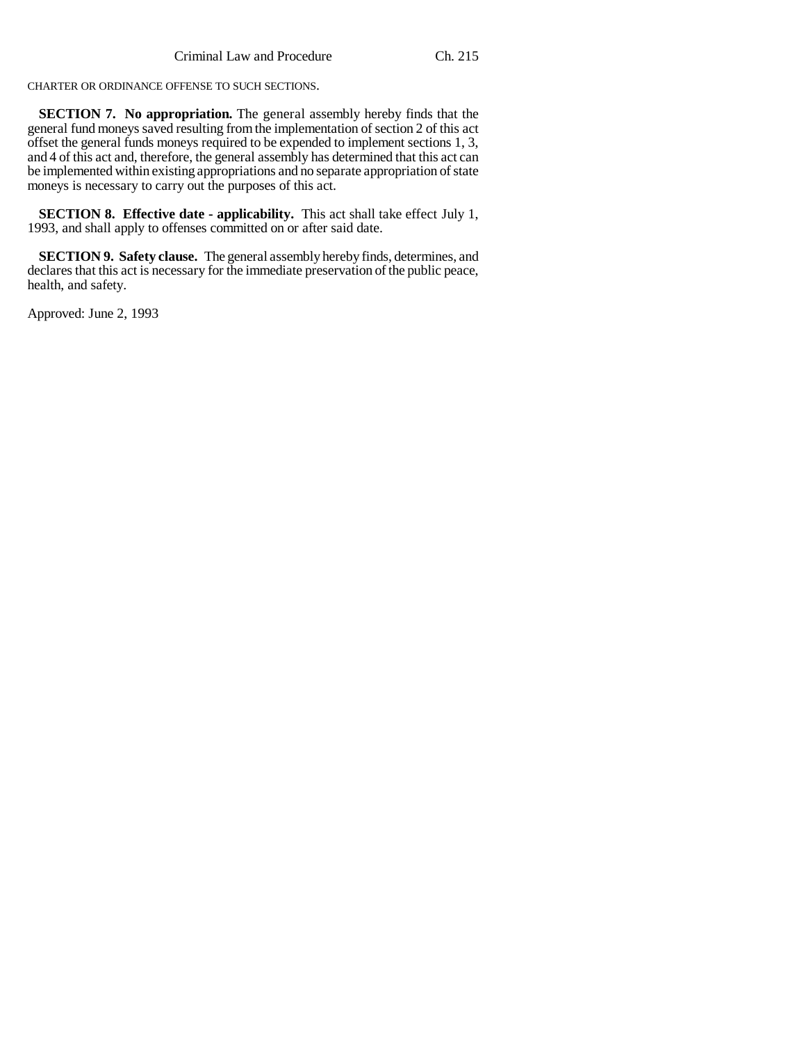CHARTER OR ORDINANCE OFFENSE TO SUCH SECTIONS.

**SECTION 7. No appropriation.** The general assembly hereby finds that the general fund moneys saved resulting from the implementation of section 2 of this act offset the general funds moneys required to be expended to implement sections 1, 3, and 4 of this act and, therefore, the general assembly has determined that this act can be implemented within existing appropriations and no separate appropriation of state moneys is necessary to carry out the purposes of this act.

**SECTION 8. Effective date - applicability.** This act shall take effect July 1, 1993, and shall apply to offenses committed on or after said date.

**SECTION 9. Safety clause.** The general assembly hereby finds, determines, and declares that this act is necessary for the immediate preservation of the public peace, health, and safety.

Approved: June 2, 1993